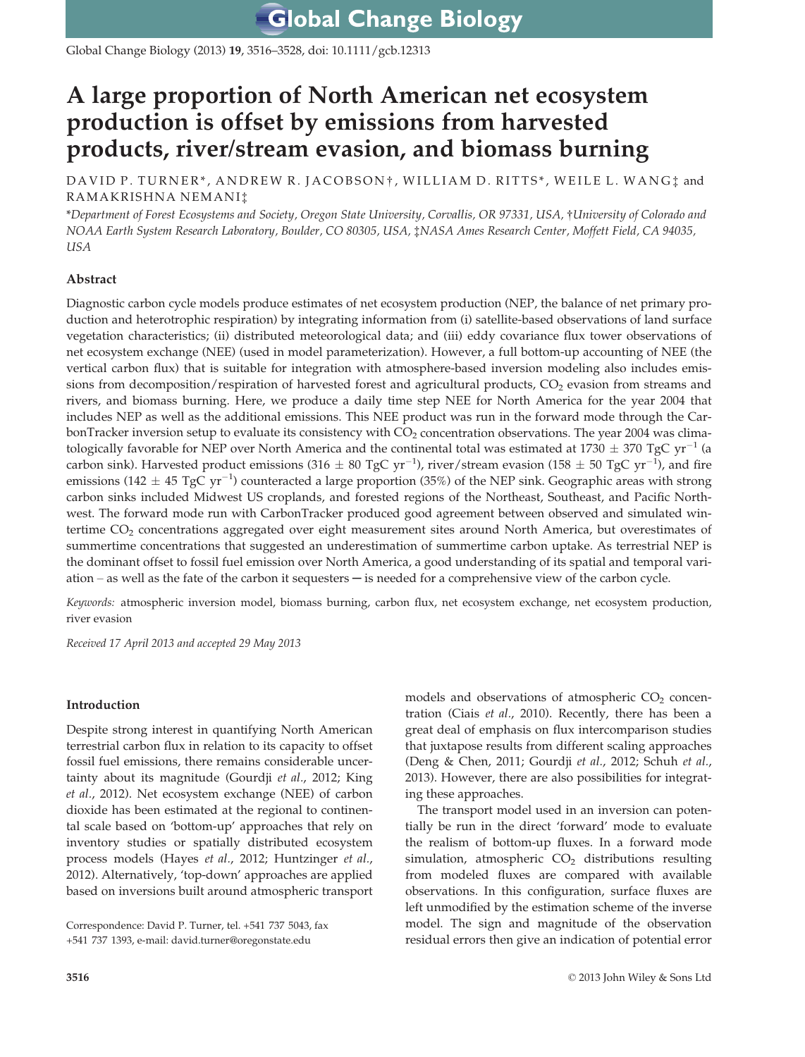# A large proportion of North American net ecosystem production is offset by emissions from harvested products, river/stream evasion, and biomass burning

DAVID P. TURNER*, ANDREW R. JACOBSON†, WILLIAM D. RITTS*, WEILE L. WANG‡ and RAMAKRISHNA NEMANI‡

*Department of Forest Ecosystems and Society, Oregon State University, Corvallis, OR 97331, USA, †University of Colorado and NOAA Earth System Research Laboratory, Boulder, CO 80305, USA, ‡NASA Ames Research Center, Moffett Field, CA 94035, USA*

## Abstract

Diagnostic carbon cycle models produce estimates of net ecosystem production (NEP, the balance of net primary production and heterotrophic respiration) by integrating information from (i) satellite-based observations of land surface vegetation characteristics; (ii) distributed meteorological data; and (iii) eddy covariance flux tower observations of net ecosystem exchange (NEE) (used in model parameterization). However, a full bottom-up accounting of NEE (the vertical carbon flux) that is suitable for integration with atmosphere-based inversion modeling also includes emissions from decomposition/respiration of harvested forest and agricultural products, $CO_2$ evasion from streams and rivers, and biomass burning. Here, we produce a daily time step NEE for North America for the year 2004 that includes NEP as well as the additional emissions. This NEE product was run in the forward mode through the CarbonTracker inversion setup to evaluate its consistency with $CO_2$ concentration observations. The year 2004 was climatologically favorable for NEP over North America and the continental total was estimated at $1730 \pm 370$ TgC $yr^{-1}$ (a carbon sink). Harvested product emissions ($316 \pm 80$ TgC $yr^{-1}$), river/stream evasion ($158 \pm 50$ TgC $yr^{-1}$), and fire emissions ($142 \pm 45$ TgC $yr^{-1}$) counteracted a large proportion (35%) of the NEP sink. Geographic areas with strong carbon sinks included Midwest US croplands, and forested regions of the Northeast, Southeast, and Pacific Northwest. The forward mode run with CarbonTracker produced good agreement between observed and simulated wintertime $CO_2$ concentrations aggregated over eight measurement sites around North America, but overestimates of summertime concentrations that suggested an underestimation of summertime carbon uptake. As terrestrial NEP is the dominant offset to fossil fuel emission over North America, a good understanding of its spatial and temporal variation – as well as the fate of the carbon it sequesters – is needed for a comprehensive view of the carbon cycle.

*Keywords:* atmospheric inversion model, biomass burning, carbon flux, net ecosystem exchange, net ecosystem production, river evasion

*Received 17 April 2013 and accepted 29 May 2013*

## Introduction

Despite strong interest in quantifying North American terrestrial carbon flux in relation to its capacity to offset fossil fuel emissions, there remains considerable uncertainty about its magnitude (Gourdji *et al.*, 2012; King *et al.*, 2012). Net ecosystem exchange (NEE) of carbon dioxide has been estimated at the regional to continental scale based on 'bottom-up' approaches that rely on inventory studies or spatially distributed ecosystem process models (Hayes *et al.*, 2012; Huntzinger *et al.*, 2012). Alternatively, 'top-down' approaches are applied based on inversions built around atmospheric transport models and observations of atmospheric $CO_2$ concentration (Ciais *et al.*, 2010). Recently, there has been a great deal of emphasis on flux intercomparison studies that juxtapose results from different scaling approaches (Deng & Chen, 2011; Gourdji *et al.*, 2012; Schuh *et al.*, 2013). However, there are also possibilities for integrating these approaches.

The transport model used in an inversion can potentially be run in the direct 'forward' mode to evaluate the realism of bottom-up fluxes. In a forward mode simulation, atmospheric $CO_2$ distributions resulting from modeled fluxes are compared with available observations. In this configuration, surface fluxes are left unmodified by the estimation scheme of the inverse model. The sign and magnitude of the observation residual errors then give an indication of potential error

Correspondence: David P. Turner, tel. +541 737 5043, fax +541 737 1393, e-mail: david.turner@oregonstate.edu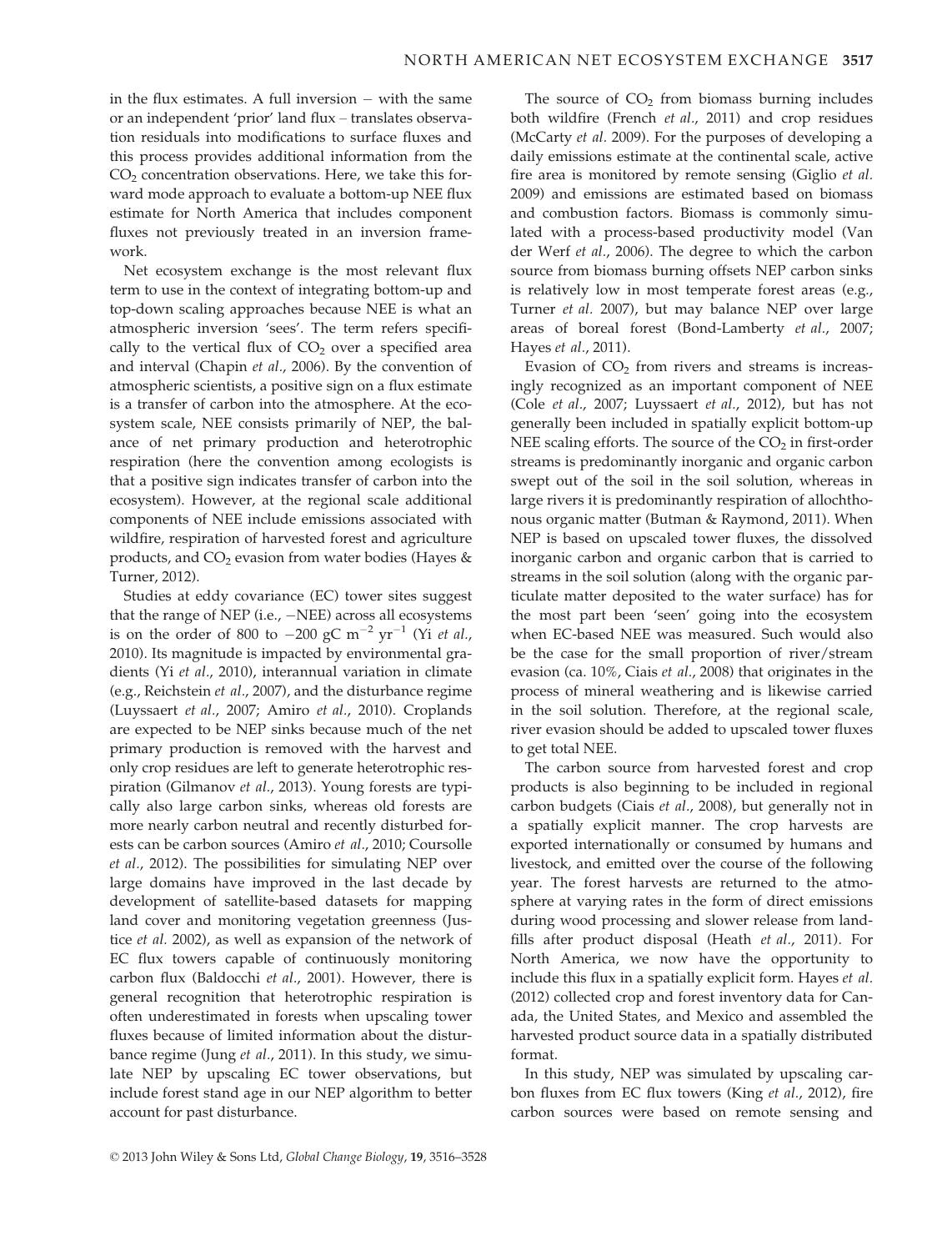in the flux estimates. A full inversion − with the same or an independent 'prior' land flux – translates observation residuals into modifications to surface fluxes and this process provides additional information from the $CO_2$ concentration observations. Here, we take this forward mode approach to evaluate a bottom-up NEE flux estimate for North America that includes component fluxes not previously treated in an inversion framework.

Net ecosystem exchange is the most relevant flux term to use in the context of integrating bottom-up and top-down scaling approaches because NEE is what an atmospheric inversion 'sees'. The term refers specifically to the vertical flux of $CO_2$ over a specified area and interval (Chapin *et al.*, 2006). By the convention of atmospheric scientists, a positive sign on a flux estimate is a transfer of carbon into the atmosphere. At the ecosystem scale, NEE consists primarily of NEP, the balance of net primary production and heterotrophic respiration (here the convention among ecologists is that a positive sign indicates transfer of carbon into the ecosystem). However, at the regional scale additional components of NEE include emissions associated with wildfire, respiration of harvested forest and agriculture products, and $CO_2$ evasion from water bodies (Hayes & Turner, 2012).

Studies at eddy covariance (EC) tower sites suggest that the range of NEP (i.e., −NEE) across all ecosystems is on the order of 800 to −200 gC $m^{-2}$ $yr^{-1}$ (Yi *et al.*, 2010). Its magnitude is impacted by environmental gradients (Yi *et al.*, 2010), interannual variation in climate (e.g., Reichstein *et al.*, 2007), and the disturbance regime (Luyssaert *et al.*, 2007; Amiro *et al.*, 2010). Croplands are expected to be NEP sinks because much of the net primary production is removed with the harvest and only crop residues are left to generate heterotrophic respiration (Gilmanov *et al.*, 2013). Young forests are typically also large carbon sinks, whereas old forests are more nearly carbon neutral and recently disturbed forests can be carbon sources (Amiro *et al.*, 2010; Coursolle *et al.*, 2012). The possibilities for simulating NEP over large domains have improved in the last decade by development of satellite-based datasets for mapping land cover and monitoring vegetation greenness (Justice *et al.* 2002), as well as expansion of the network of EC flux towers capable of continuously monitoring carbon flux (Baldocchi *et al.*, 2001). However, there is general recognition that heterotrophic respiration is often underestimated in forests when upscaling tower fluxes because of limited information about the disturbance regime (Jung *et al.*, 2011). In this study, we simulate NEP by upscaling EC tower observations, but include forest stand age in our NEP algorithm to better account for past disturbance.

The source of $CO_2$ from biomass burning includes both wildfire (French *et al.*, 2011) and crop residues (McCarty *et al.* 2009). For the purposes of developing a daily emissions estimate at the continental scale, active fire area is monitored by remote sensing (Giglio *et al.* 2009) and emissions are estimated based on biomass and combustion factors. Biomass is commonly simulated with a process-based productivity model (Van der Werf *et al.*, 2006). The degree to which the carbon source from biomass burning offsets NEP carbon sinks is relatively low in most temperate forest areas (e.g., Turner *et al.* 2007), but may balance NEP over large areas of boreal forest (Bond-Lamberty *et al.*, 2007; Hayes *et al.*, 2011).

Evasion of $CO_2$ from rivers and streams is increasingly recognized as an important component of NEE (Cole *et al.*, 2007; Luyssaert *et al.*, 2012), but has not generally been included in spatially explicit bottom-up NEE scaling efforts. The source of the $CO_2$ in first-order streams is predominantly inorganic and organic carbon swept out of the soil in the soil solution, whereas in large rivers it is predominantly respiration of allochthonous organic matter (Butman & Raymond, 2011). When NEP is based on upscaled tower fluxes, the dissolved inorganic carbon and organic carbon that is carried to streams in the soil solution (along with the organic particulate matter deposited to the water surface) has for the most part been 'seen' going into the ecosystem when EC-based NEE was measured. Such would also be the case for the small proportion of river/stream evasion (ca. 10%, Ciais *et al.*, 2008) that originates in the process of mineral weathering and is likewise carried in the soil solution. Therefore, at the regional scale, river evasion should be added to upscaled tower fluxes to get total NEE.

The carbon source from harvested forest and crop products is also beginning to be included in regional carbon budgets (Ciais *et al.*, 2008), but generally not in a spatially explicit manner. The crop harvests are exported internationally or consumed by humans and livestock, and emitted over the course of the following year. The forest harvests are returned to the atmosphere at varying rates in the form of direct emissions during wood processing and slower release from landfills after product disposal (Heath *et al.*, 2011). For North America, we now have the opportunity to include this flux in a spatially explicit form. Hayes *et al.* (2012) collected crop and forest inventory data for Canada, the United States, and Mexico and assembled the harvested product source data in a spatially distributed format.

In this study, NEP was simulated by upscaling carbon fluxes from EC flux towers (King *et al.*, 2012), fire carbon sources were based on remote sensing and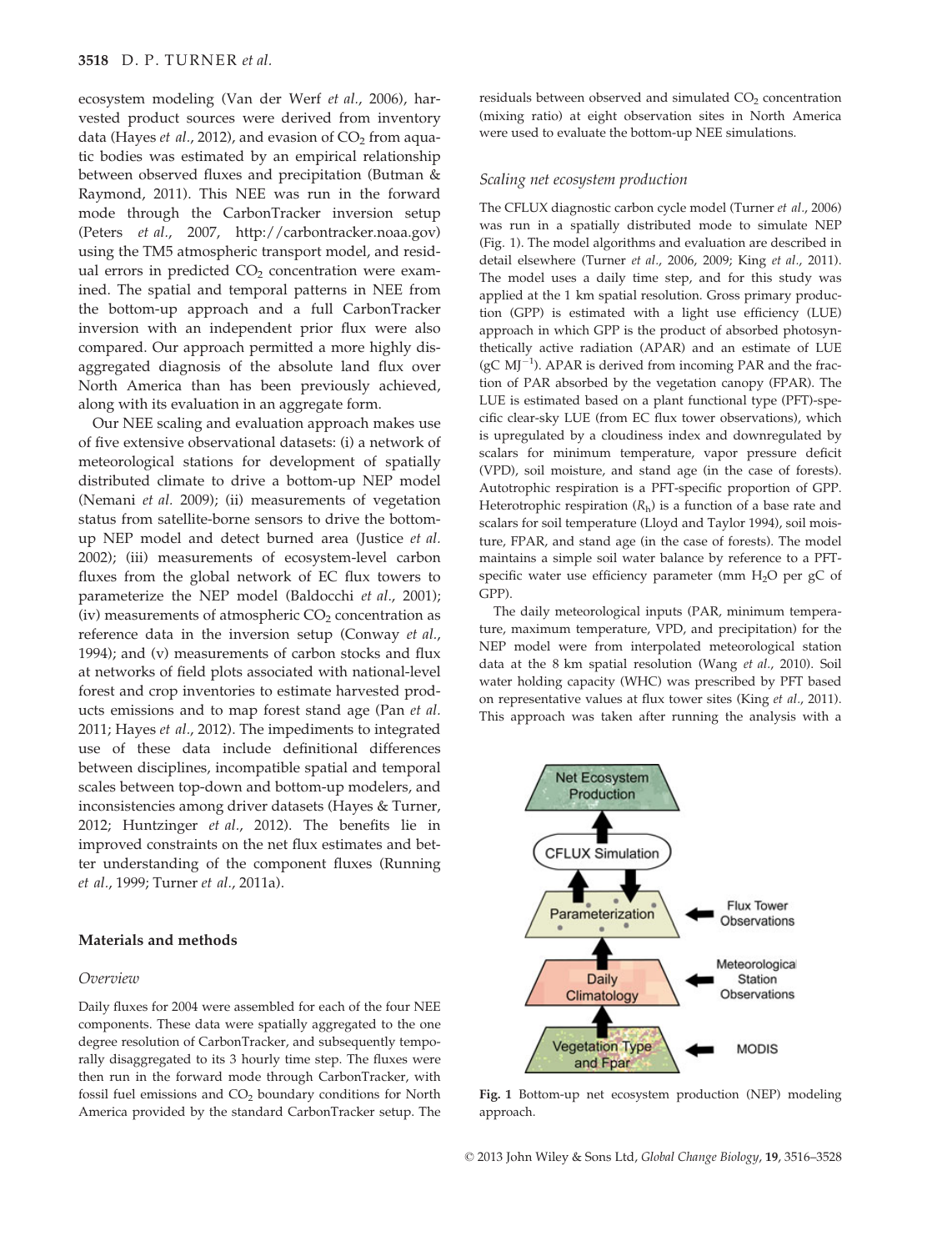ecosystem modeling (Van der Werf *et al.*, 2006), harvested product sources were derived from inventory data (Hayes *et al.*, 2012), and evasion of $CO_2$ from aquatic bodies was estimated by an empirical relationship between observed fluxes and precipitation (Butman & Raymond, 2011). This NEE was run in the forward mode through the CarbonTracker inversion setup (Peters *et al.*, 2007, http://carbontracker.noaa.gov) using the TM5 atmospheric transport model, and residual errors in predicted $CO_2$ concentration were examined. The spatial and temporal patterns in NEE from the bottom-up approach and a full CarbonTracker inversion with an independent prior flux were also compared. Our approach permitted a more highly disaggregated diagnosis of the absolute land flux over North America than has been previously achieved, along with its evaluation in an aggregate form.

Our NEE scaling and evaluation approach makes use of five extensive observational datasets: (i) a network of meteorological stations for development of spatially distributed climate to drive a bottom-up NEP model (Nemani *et al.* 2009); (ii) measurements of vegetation status from satellite-borne sensors to drive the bottom-up NEP model and detect burned area (Justice *et al.* 2002); (iii) measurements of ecosystem-level carbon fluxes from the global network of EC flux towers to parameterize the NEP model (Baldocchi *et al.*, 2001); (iv) measurements of atmospheric $CO_2$ concentration as reference data in the inversion setup (Conway *et al.*, 1994); and (v) measurements of carbon stocks and flux at networks of field plots associated with national-level forest and crop inventories to estimate harvested products emissions and to map forest stand age (Pan *et al.* 2011; Hayes *et al.*, 2012). The impediments to integrated use of these data include definitional differences between disciplines, incompatible spatial and temporal scales between top-down and bottom-up modelers, and inconsistencies among driver datasets (Hayes & Turner, 2012; Huntzinger *et al.*, 2012). The benefits lie in improved constraints on the net flux estimates and better understanding of the component fluxes (Running *et al.*, 1999; Turner *et al.*, 2011a).

## Materials and methods

### *Overview*

Daily fluxes for 2004 were assembled for each of the four NEE components. These data were spatially aggregated to the one degree resolution of CarbonTracker, and subsequently temporally disaggregated to its 3 hourly time step. The fluxes were then run in the forward mode through CarbonTracker, with fossil fuel emissions and $CO_2$ boundary conditions for North America provided by the standard CarbonTracker setup. The residuals between observed and simulated $CO_2$ concentration (mixing ratio) at eight observation sites in North America were used to evaluate the bottom-up NEE simulations.

### *Scaling net ecosystem production*

The CFLUX diagnostic carbon cycle model (Turner *et al.*, 2006) was run in a spatially distributed mode to simulate NEP (Fig. 1). The model algorithms and evaluation are described in detail elsewhere (Turner *et al.*, 2006, 2009; King *et al.*, 2011). The model uses a daily time step, and for this study was applied at the 1 km spatial resolution. Gross primary production (GPP) is estimated with a light use efficiency (LUE) approach in which GPP is the product of absorbed photosynthetically active radiation (APAR) and an estimate of LUE (gC $MJ^{-1}$). APAR is derived from incoming PAR and the fraction of PAR absorbed by the vegetation canopy (FPAR). The LUE is estimated based on a plant functional type (PFT)-specific clear-sky LUE (from EC flux tower observations), which is upregulated by a cloudiness index and downregulated by scalars for minimum temperature, vapor pressure deficit (VPD), soil moisture, and stand age (in the case of forests). Autotrophic respiration is a PFT-specific proportion of GPP. Heterotrophic respiration ($R_h$) is a function of a base rate and scalars for soil temperature (Lloyd and Taylor 1994), soil moisture, FPAR, and stand age (in the case of forests). The model maintains a simple soil water balance by reference to a PFT-specific water use efficiency parameter (mm $H_2O$ per gC of GPP).

The daily meteorological inputs (PAR, minimum temperature, maximum temperature, VPD, and precipitation) for the NEP model were from interpolated meteorological station data at the 8 km spatial resolution (Wang *et al.*, 2010). Soil water holding capacity (WHC) was prescribed by PFT based on representative values at flux tower sites (King *et al.*, 2011). This approach was taken after running the analysis with a

**Fig. 1** Bottom-up net ecosystem production (NEP) modeling approach.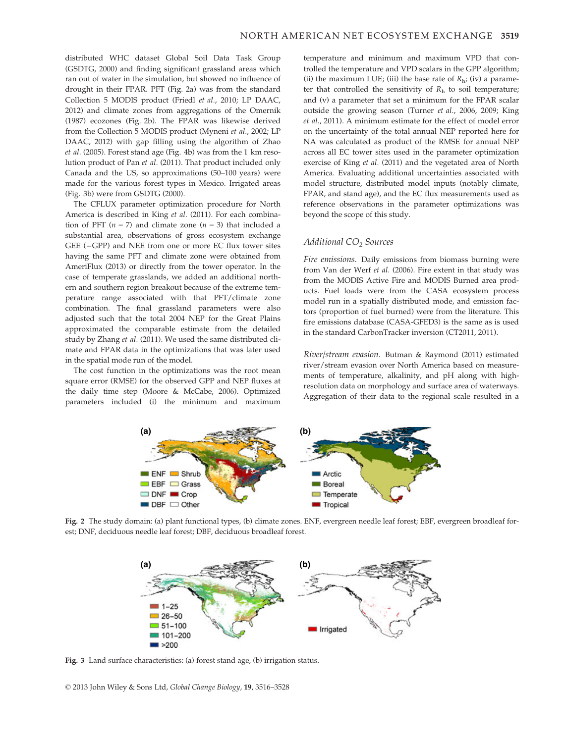distributed WHC dataset Global Soil Data Task Group (GSDTG, 2000) and finding significant grassland areas which ran out of water in the simulation, but showed no influence of drought in their FPAR. PFT (Fig. 2a) was from the standard Collection 5 MODIS product (Friedl *et al.*, 2010; LP DAAC, 2012) and climate zones from aggregations of the Omernik (1987) ecozones (Fig. 2b). The FPAR was likewise derived from the Collection 5 MODIS product (Myneni *et al.*, 2002; LP DAAC, 2012) with gap filling using the algorithm of Zhao *et al.* (2005). Forest stand age (Fig. 4b) was from the 1 km resolution product of Pan *et al.* (2011). That product included only Canada and the US, so approximations (50–100 years) were made for the various forest types in Mexico. Irrigated areas (Fig. 3b) were from GSDTG (2000).

The CFLUX parameter optimization procedure for North America is described in King *et al.* (2011). For each combination of PFT ($n = 7$) and climate zone ($n = 3$) that included a substantial area, observations of gross ecosystem exchange GEE (−GPP) and NEE from one or more EC flux tower sites having the same PFT and climate zone were obtained from AmeriFlux (2013) or directly from the tower operator. In the case of temperate grasslands, we added an additional northern and southern region breakout because of the extreme temperature range associated with that PFT/climate zone combination. The final grassland parameters were also adjusted such that the total 2004 NEP for the Great Plains approximated the comparable estimate from the detailed study by Zhang *et al.* (2011). We used the same distributed climate and FPAR data in the optimizations that was later used in the spatial mode run of the model.

The cost function in the optimizations was the root mean square error (RMSE) for the observed GPP and NEP fluxes at the daily time step (Moore & McCabe, 2006). Optimized parameters included (i) the minimum and maximum temperature and minimum and maximum VPD that controlled the temperature and VPD scalars in the GPP algorithm; (ii) the maximum LUE; (iii) the base rate of $R_h$; (iv) a parameter that controlled the sensitivity of $R_h$ to soil temperature; and (v) a parameter that set a minimum for the FPAR scalar outside the growing season (Turner *et al.*, 2006, 2009; King *et al.*, 2011). A minimum estimate for the effect of model error on the uncertainty of the total annual NEP reported here for NA was calculated as product of the RMSE for annual NEP across all EC tower sites used in the parameter optimization exercise of King *et al.* (2011) and the vegetated area of North America. Evaluating additional uncertainties associated with model structure, distributed model inputs (notably climate, FPAR, and stand age), and the EC flux measurements used as reference observations in the parameter optimizations was beyond the scope of this study.

### *Additional $CO_2$ Sources*

*Fire emissions.* Daily emissions from biomass burning were from Van der Werf *et al.* (2006). Fire extent in that study was from the MODIS Active Fire and MODIS Burned area products. Fuel loads were from the CASA ecosystem process model run in a spatially distributed mode, and emission factors (proportion of fuel burned) were from the literature. This fire emissions database (CASA-GFED3) is the same as is used in the standard CarbonTracker inversion (CT2011, 2011).

*River/stream evasion.* Butman & Raymond (2011) estimated river/stream evasion over North America based on measurements of temperature, alkalinity, and pH along with high-resolution data on morphology and surface area of waterways. Aggregation of their data to the regional scale resulted in a

**Fig. 2** The study domain: (a) plant functional types, (b) climate zones. ENF, evergreen needle leaf forest; EBF, evergreen broadleaf forest; DNF, deciduous needle leaf forest; DBF, deciduous broadleaf forest.

**Fig. 3** Land surface characteristics: (a) forest stand age, (b) irrigation status.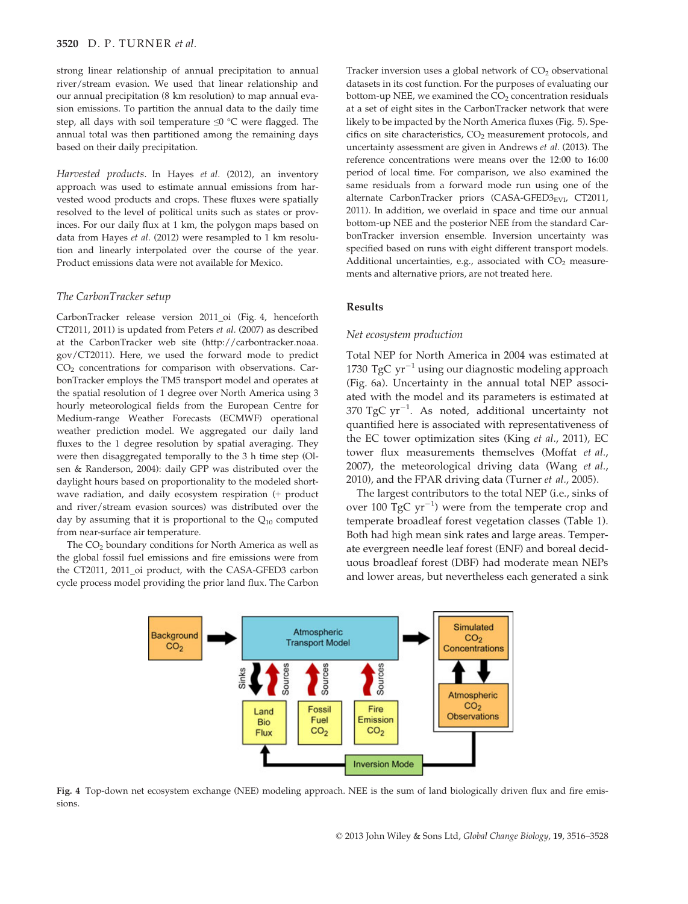strong linear relationship of annual precipitation to annual river/stream evasion. We used that linear relationship and our annual precipitation (8 km resolution) to map annual evasion emissions. To partition the annual data to the daily time step, all days with soil temperature ≤0 °C were flagged. The annual total was then partitioned among the remaining days based on their daily precipitation.

*Harvested products.* In Hayes *et al.* (2012), an inventory approach was used to estimate annual emissions from harvested wood products and crops. These fluxes were spatially resolved to the level of political units such as states or provinces. For our daily flux at 1 km, the polygon maps based on data from Hayes *et al.* (2012) were resampled to 1 km resolution and linearly interpolated over the course of the year. Product emissions data were not available for Mexico.

### *The CarbonTracker setup*

CarbonTracker release version 2011_oi (Fig. 4, henceforth CT2011, 2011) is updated from Peters *et al.* (2007) as described at the CarbonTracker web site (http://carbontracker.noaa.gov/CT2011). Here, we used the forward mode to predict $CO_2$ concentrations for comparison with observations. CarbonTracker employs the TM5 transport model and operates at the spatial resolution of 1 degree over North America using 3 hourly meteorological fields from the European Centre for Medium-range Weather Forecasts (ECMWF) operational weather prediction model. We aggregated our daily land fluxes to the 1 degree resolution by spatial averaging. They were then disaggregated temporally to the 3 h time step (Olsen & Randerson, 2004): daily GPP was distributed over the daylight hours based on proportionality to the modeled shortwave radiation, and daily ecosystem respiration (+ product and river/stream evasion sources) was distributed over the day by assuming that it is proportional to the $Q_{10}$ computed from near-surface air temperature.

The $CO_2$ boundary conditions for North America as well as the global fossil fuel emissions and fire emissions were from the CT2011, 2011_oi product, with the CASA-GFED3 carbon cycle process model providing the prior land flux. The CarbonTracker inversion uses a global network of $CO_2$ observational datasets in its cost function. For the purposes of evaluating our bottom-up NEE, we examined the $CO_2$ concentration residuals at a set of eight sites in the CarbonTracker network that were likely to be impacted by the North America fluxes (Fig. 5). Specifics on site characteristics, $CO_2$ measurement protocols, and uncertainty assessment are given in Andrews *et al.* (2013). The reference concentrations were means over the 12:00 to 16:00 period of local time. For comparison, we also examined the same residuals from a forward mode run using one of the alternate CarbonTracker priors (CASA-GFED3$_{EVI}$, CT2011, 2011). In addition, we overlaid in space and time our annual bottom-up NEE and the posterior NEE from the standard CarbonTracker inversion ensemble. Inversion uncertainty was specified based on runs with eight different transport models. Additional uncertainties, e.g., associated with $CO_2$ measurements and alternative priors, are not treated here.

## Results

### *Net ecosystem production*

Total NEP for North America in 2004 was estimated at 1730 TgC yr$^{-1}$ using our diagnostic modeling approach (Fig. 6a). Uncertainty in the annual total NEP associated with the model and its parameters is estimated at 370 TgC yr$^{-1}$. As noted, additional uncertainty not quantified here is associated with representativeness of the EC tower optimization sites (King *et al.*, 2011), EC tower flux measurements themselves (Moffat *et al.*, 2007), the meteorological driving data (Wang *et al.*, 2010), and the FPAR driving data (Turner *et al.*, 2005).

The largest contributors to the total NEP (i.e., sinks of over 100 TgC yr$^{-1}$) were from the temperate crop and temperate broadleaf forest vegetation classes (Table 1). Both had high mean sink rates and large areas. Temperate evergreen needle leaf forest (ENF) and boreal deciduous broadleaf forest (DBF) had moderate mean NEPs and lower areas, but nevertheless each generated a sink

**Fig. 4** Top-down net ecosystem exchange (NEE) modeling approach. NEE is the sum of land biologically driven flux and fire emissions.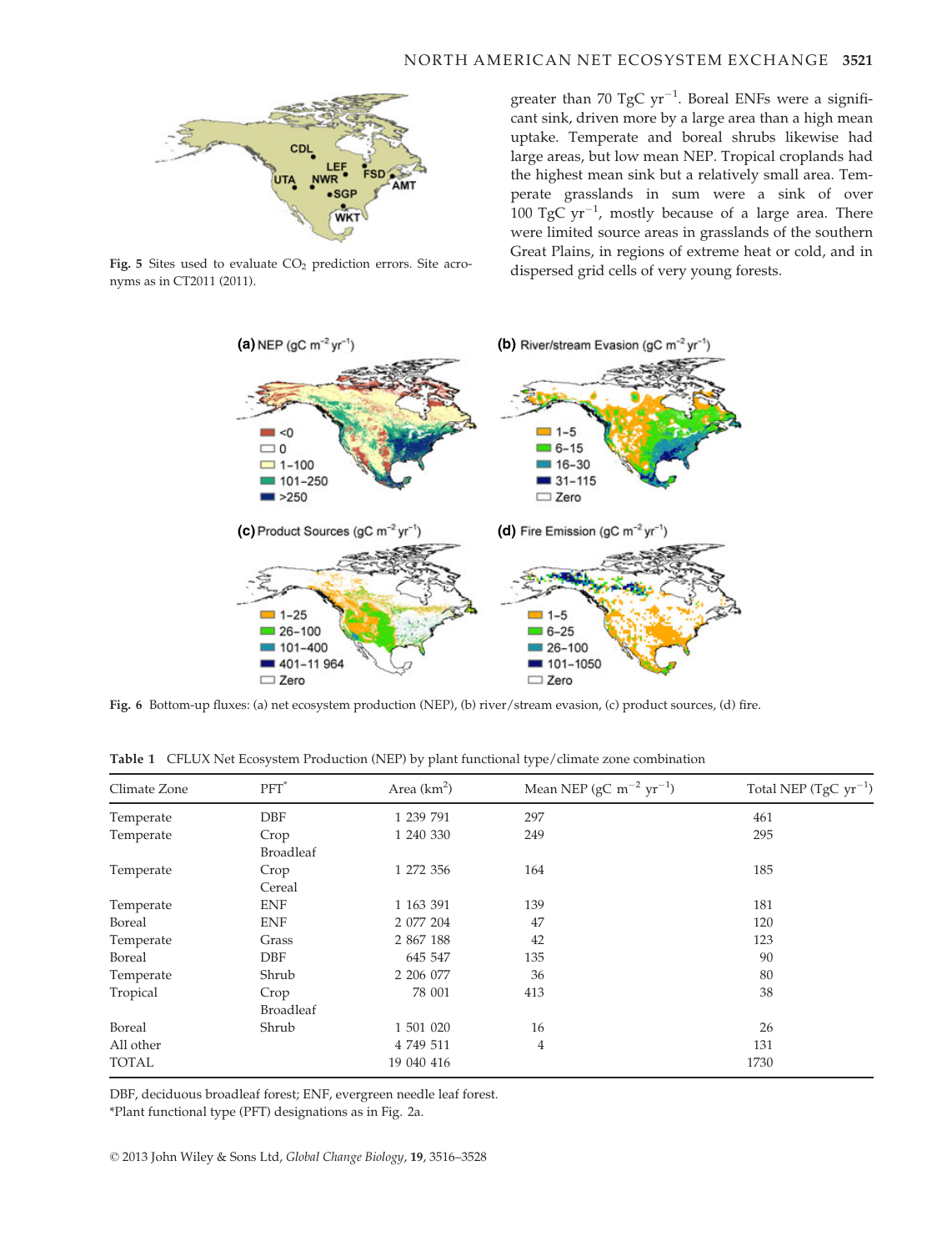Fig. 5 Sites used to evaluate $CO_2$ prediction errors. Site acronyms as in CT2011 (2011).

greater than 70 TgC yr$^{-1}$. Boreal ENFs were a significant sink, driven more by a large area than a high mean uptake. Temperate and boreal shrubs likewise had large areas, but low mean NEP. Tropical croplands had the highest mean sink but a relatively small area. Temperate grasslands in sum were a sink of over 100 TgC yr$^{-1}$, mostly because of a large area. There were limited source areas in grasslands of the southern Great Plains, in regions of extreme heat or cold, and in dispersed grid cells of very young forests.

Fig. 6 Bottom-up fluxes: (a) net ecosystem production (NEP), (b) river/stream evasion, (c) product sources, (d) fire.

Table 1 CFLUX Net Ecosystem Production (NEP) by plant functional type/climate zone combination

| Climate Zone | PFT* | Area (km$^2$) | Mean NEP (gC m$^{-2}$ yr$^{-1}$) | Total NEP (TgC yr$^{-1}$) |
|---|---|---|---|---|
| Temperate | DBF | 1 239 791 | 297 | 461 |
| Temperate | Crop Broadleaf | 1 240 330 | 249 | 295 |
| Temperate | Crop Cereal | 1 272 356 | 164 | 185 |
| Temperate | ENF | 1 163 391 | 139 | 181 |
| Boreal | ENF | 2 077 204 | 47 | 120 |
| Temperate | Grass | 2 867 188 | 42 | 123 |
| Boreal | DBF | 645 547 | 135 | 90 |
| Temperate | Shrub | 2 206 077 | 36 | 80 |
| Tropical | Crop Broadleaf | 78 001 | 413 | 38 |
| Boreal | Shrub | 1 501 020 | 16 | 26 |
| All other | | 4 749 511 | 4 | 131 |
| TOTAL | | 19 040 416 | | 1730 |

DBF, deciduous broadleaf forest; ENF, evergreen needle leaf forest.
*Plant functional type (PFT) designations as in Fig. 2a.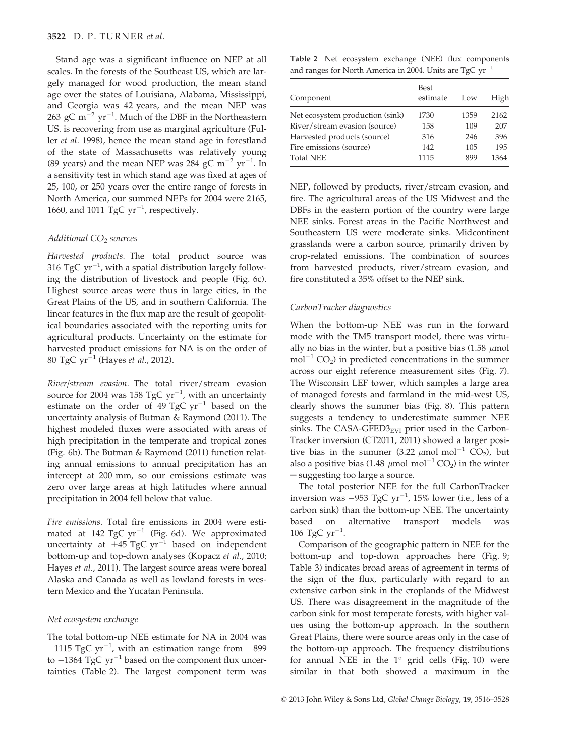Stand age was a significant influence on NEP at all scales. In the forests of the Southeast US, which are largely managed for wood production, the mean stand age over the states of Louisiana, Alabama, Mississippi, and Georgia was 42 years, and the mean NEP was 263 gC $m^{-2}$ $yr^{-1}$. Much of the DBF in the Northeastern US. is recovering from use as marginal agriculture (Fuller *et al.* 1998), hence the mean stand age in forestland of the state of Massachusetts was relatively young (89 years) and the mean NEP was 284 gC $m^{-2}$ $yr^{-1}$. In a sensitivity test in which stand age was fixed at ages of 25, 100, or 250 years over the entire range of forests in North America, our summed NEPs for 2004 were 2165, 1660, and 1011 TgC $yr^{-1}$, respectively.

### *Additional $CO_2$ sources*

*Harvested products.* The total product source was 316 TgC $yr^{-1}$, with a spatial distribution largely following the distribution of livestock and people (Fig. 6c). Highest source areas were thus in large cities, in the Great Plains of the US, and in southern California. The linear features in the flux map are the result of geopolitical boundaries associated with the reporting units for agricultural products. Uncertainty on the estimate for harvested product emissions for NA is on the order of 80 TgC $yr^{-1}$ (Hayes *et al.*, 2012).

*River/stream evasion.* The total river/stream evasion source for 2004 was 158 TgC $yr^{-1}$, with an uncertainty estimate on the order of 49 TgC $yr^{-1}$ based on the uncertainty analysis of Butman & Raymond (2011). The highest modeled fluxes were associated with areas of high precipitation in the temperate and tropical zones (Fig. 6b). The Butman & Raymond (2011) function relating annual emissions to annual precipitation has an intercept at 200 mm, so our emissions estimate was zero over large areas at high latitudes where annual precipitation in 2004 fell below that value.

*Fire emissions.* Total fire emissions in 2004 were estimated at 142 TgC $yr^{-1}$ (Fig. 6d). We approximated uncertainty at $\pm 45$ TgC $yr^{-1}$ based on independent bottom-up and top-down analyses (Kopacz *et al.*, 2010; Hayes *et al.*, 2011). The largest source areas were boreal Alaska and Canada as well as lowland forests in western Mexico and the Yucatan Peninsula.

### *Net ecosystem exchange*

The total bottom-up NEE estimate for NA in 2004 was $-1115$ TgC $yr^{-1}$, with an estimation range from $-899$ to $-1364$ TgC $yr^{-1}$ based on the component flux uncertainties (Table 2). The largest component term was NEP, followed by products, river/stream evasion, and fire. The agricultural areas of the US Midwest and the DBFs in the eastern portion of the country were large NEE sinks. Forest areas in the Pacific Northwest and Southeastern US were moderate sinks. Midcontinent grasslands were a carbon source, primarily driven by crop-related emissions. The combination of sources from harvested products, river/stream evasion, and fire constituted a 35% offset to the NEP sink.

**Table 2** Net ecosystem exchange (NEE) flux components and ranges for North America in 2004. Units are TgC $yr^{-1}$

| Component | Best estimate | Low | High |
|---|---|---|---|
| Net ecosystem production (sink) | 1730 | 1359 | 2162 |
| River/stream evasion (source) | 158 | 109 | 207 |
| Harvested products (source) | 316 | 246 | 396 |
| Fire emissions (source) | 142 | 105 | 195 |
| Total NEE | 1115 | 899 | 1364 |

### *CarbonTracker diagnostics*

When the bottom-up NEE was run in the forward mode with the TM5 transport model, there was virtually no bias in the winter, but a positive bias (1.58 $\mu$mol $mol^{-1}$ $CO_2$) in predicted concentrations in the summer across our eight reference measurement sites (Fig. 7). The Wisconsin LEF tower, which samples a large area of managed forests and farmland in the mid-west US, clearly shows the summer bias (Fig. 8). This pattern suggests a tendency to underestimate summer NEE sinks. The CASA-GFED3$_{EVI}$ prior used in the CarbonTracker inversion (CT2011, 2011) showed a larger positive bias in the summer (3.22 $\mu$mol $mol^{-1}$ $CO_2$), but also a positive bias (1.48 $\mu$mol $mol^{-1}$ $CO_2$) in the winter – suggesting too large a source.

The total posterior NEE for the full CarbonTracker inversion was $-953$ TgC $yr^{-1}$, 15% lower (i.e., less of a carbon sink) than the bottom-up NEE. The uncertainty based on alternative transport models was 106 TgC $yr^{-1}$.

Comparison of the geographic pattern in NEE for the bottom-up and top-down approaches here (Fig. 9; Table 3) indicates broad areas of agreement in terms of the sign of the flux, particularly with regard to an extensive carbon sink in the croplands of the Midwest US. There was disagreement in the magnitude of the carbon sink for most temperate forests, with higher values using the bottom-up approach. In the southern Great Plains, there were source areas only in the case of the bottom-up approach. The frequency distributions for annual NEE in the 1° grid cells (Fig. 10) were similar in that both showed a maximum in the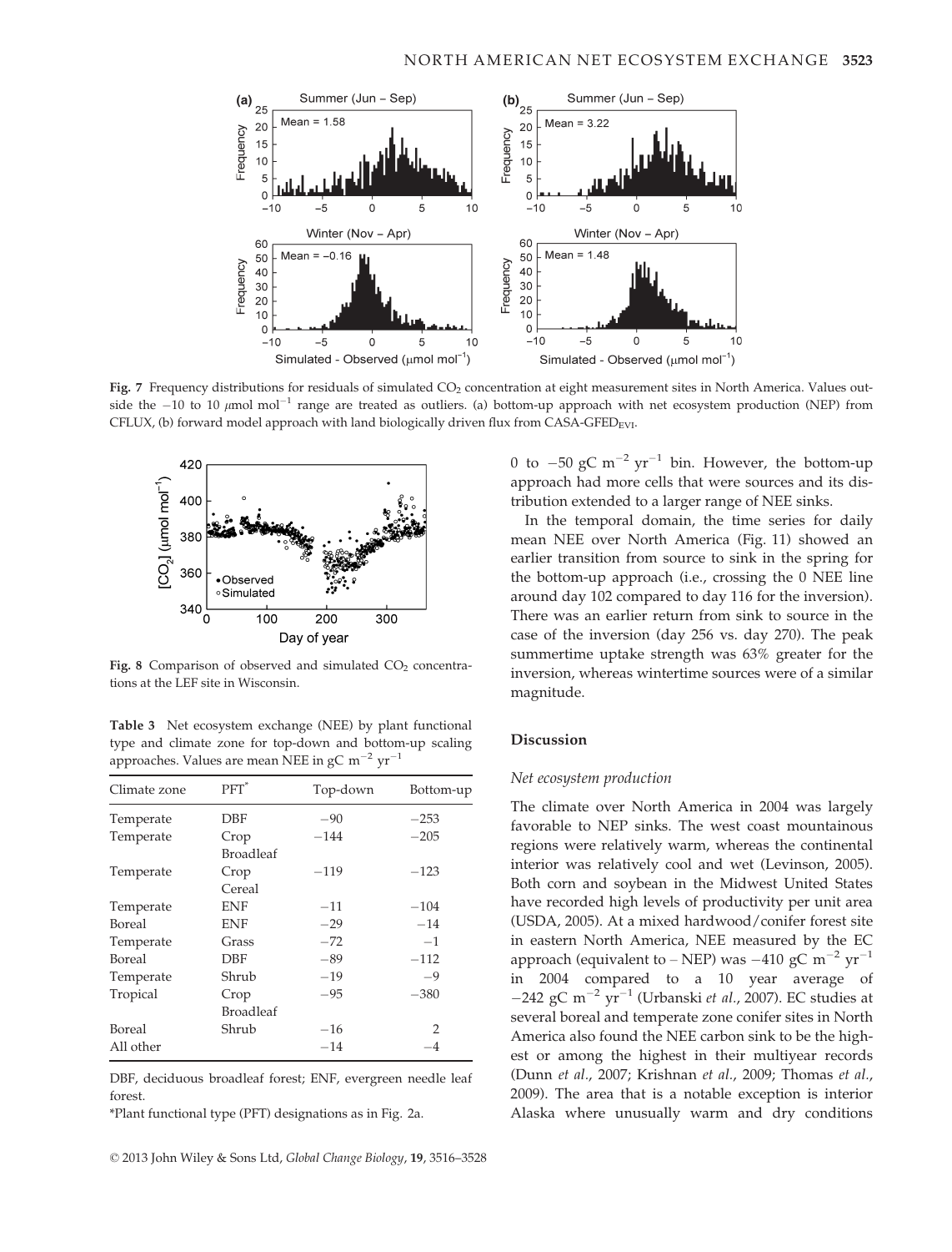**Fig. 7** Frequency distributions for residuals of simulated $CO_2$ concentration at eight measurement sites in North America. Values outside the −10 to 10 $\mu$mol mol$^{-1}$ range are treated as outliers. (a) bottom-up approach with net ecosystem production (NEP) from CFLUX, (b) forward model approach with land biologically driven flux from CASA-GFED$_{EVI}$.

**Fig. 8** Comparison of observed and simulated $CO_2$ concentrations at the LEF site in Wisconsin.

**Table 3** Net ecosystem exchange (NEE) by plant functional type and climate zone for top-down and bottom-up scaling approaches. Values are mean NEE in gC m$^{-2}$ yr$^{-1}$

| Climate zone | PFT* | Top-down | Bottom-up |
|---|---|---|---|
| Temperate | DBF | −90 | −253 |
| Temperate | Crop Broadleaf | −144 | −205 |
| Temperate | Crop Cereal | −119 | −123 |
| Temperate | ENF | −11 | −104 |
| Boreal | ENF | −29 | −14 |
| Temperate | Grass | −72 | −1 |
| Boreal | DBF | −89 | −112 |
| Temperate | Shrub | −19 | −9 |
| Tropical | Crop Broadleaf | −95 | −380 |
| Boreal | Shrub | −16 | 2 |
| All other | | −14 | −4 |

DBF, deciduous broadleaf forest; ENF, evergreen needle leaf forest.

*Plant functional type (PFT) designations as in Fig. 2a.

0 to −50 gC m$^{-2}$ yr$^{-1}$ bin. However, the bottom-up approach had more cells that were sources and its distribution extended to a larger range of NEE sinks.

In the temporal domain, the time series for daily mean NEE over North America (Fig. 11) showed an earlier transition from source to sink in the spring for the bottom-up approach (i.e., crossing the 0 NEE line around day 102 compared to day 116 for the inversion). There was an earlier return from sink to source in the case of the inversion (day 256 vs. day 270). The peak summertime uptake strength was 63% greater for the inversion, whereas wintertime sources were of a similar magnitude.

## Discussion

### Net ecosystem production

The climate over North America in 2004 was largely favorable to NEP sinks. The west coast mountainous regions were relatively warm, whereas the continental interior was relatively cool and wet (Levinson, 2005). Both corn and soybean in the Midwest United States have recorded high levels of productivity per unit area (USDA, 2005). At a mixed hardwood/conifer forest site in eastern North America, NEE measured by the EC approach (equivalent to – NEP) was −410 gC m$^{-2}$ yr$^{-1}$ in 2004 compared to a 10 year average of −242 gC m$^{-2}$ yr$^{-1}$ (Urbanski *et al.*, 2007). EC studies at several boreal and temperate zone conifer sites in North America also found the NEE carbon sink to be the highest or among the highest in their multiyear records (Dunn *et al.*, 2007; Krishnan *et al.*, 2009; Thomas *et al.*, 2009). The area that is a notable exception is interior Alaska where unusually warm and dry conditions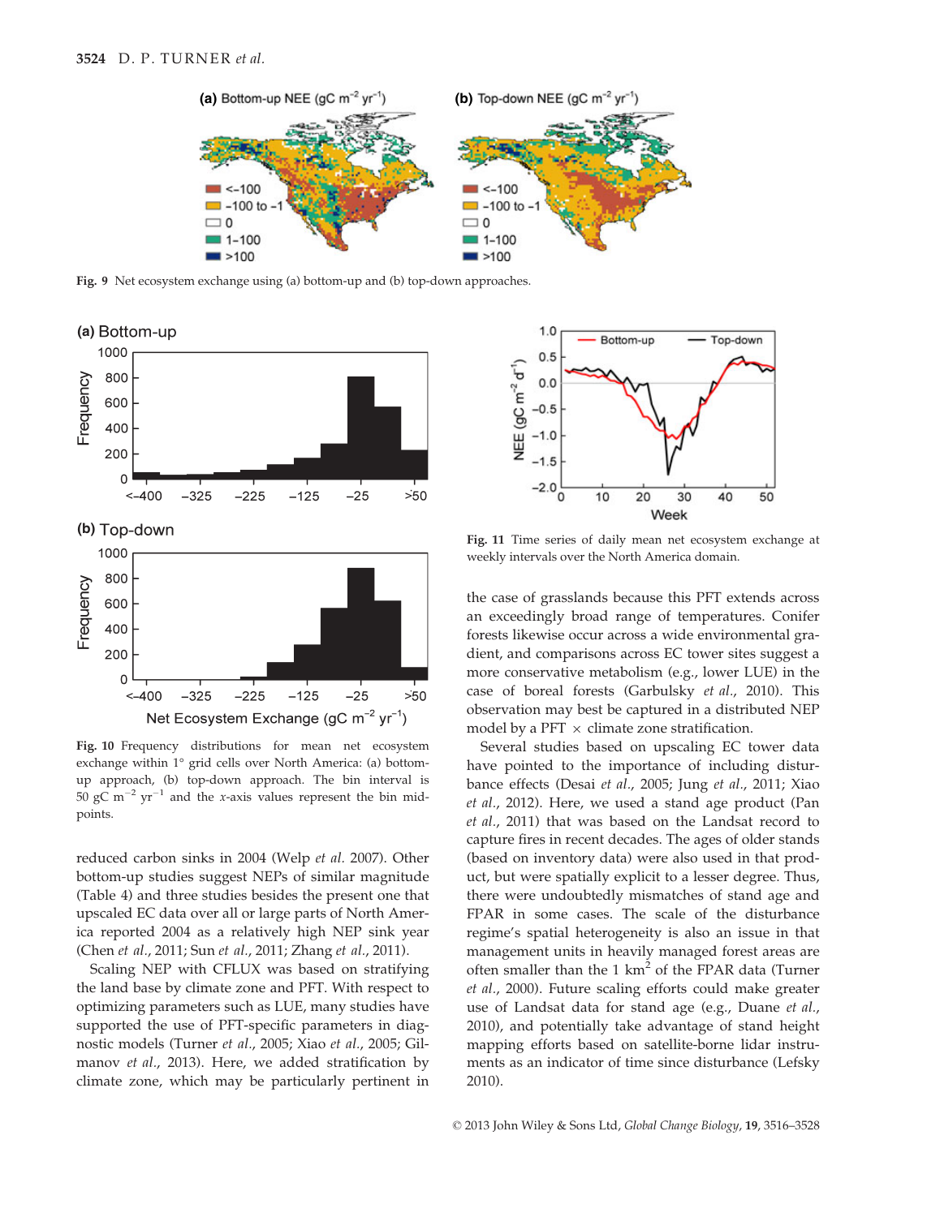Fig. 9 Net ecosystem exchange using (a) bottom-up and (b) top-down approaches.

Fig. 10 Frequency distributions for mean net ecosystem exchange within 1° grid cells over North America: (a) bottom-up approach, (b) top-down approach. The bin interval is 50 gC m$^{-2}$ yr$^{-1}$ and the *x*-axis values represent the bin mid-points.

Fig. 11 Time series of daily mean net ecosystem exchange at weekly intervals over the North America domain.

reduced carbon sinks in 2004 (Welp *et al.* 2007). Other bottom-up studies suggest NEPs of similar magnitude (Table 4) and three studies besides the present one that upscaled EC data over all or large parts of North America reported 2004 as a relatively high NEP sink year (Chen *et al.*, 2011; Sun *et al.*, 2011; Zhang *et al.*, 2011).

Scaling NEP with CFLUX was based on stratifying the land base by climate zone and PFT. With respect to optimizing parameters such as LUE, many studies have supported the use of PFT-specific parameters in diagnostic models (Turner *et al.*, 2005; Xiao *et al.*, 2005; Gilmanov *et al.*, 2013). Here, we added stratification by climate zone, which may be particularly pertinent in the case of grasslands because this PFT extends across an exceedingly broad range of temperatures. Conifer forests likewise occur across a wide environmental gradient, and comparisons across EC tower sites suggest a more conservative metabolism (e.g., lower LUE) in the case of boreal forests (Garbulsky *et al.*, 2010). This observation may best be captured in a distributed NEP model by a PFT × climate zone stratification.

Several studies based on upscaling EC tower data have pointed to the importance of including disturbance effects (Desai *et al.*, 2005; Jung *et al.*, 2011; Xiao *et al.*, 2012). Here, we used a stand age product (Pan *et al.*, 2011) that was based on the Landsat record to capture fires in recent decades. The ages of older stands (based on inventory data) were also used in that product, but were spatially explicit to a lesser degree. Thus, there were undoubtedly mismatches of stand age and FPAR in some cases. The scale of the disturbance regime's spatial heterogeneity is also an issue in that management units in heavily managed forest areas are often smaller than the 1 km$^2$ of the FPAR data (Turner *et al.*, 2000). Future scaling efforts could make greater use of Landsat data for stand age (e.g., Duane *et al.*, 2010), and potentially take advantage of stand height mapping efforts based on satellite-borne lidar instruments as an indicator of time since disturbance (Lefsky 2010).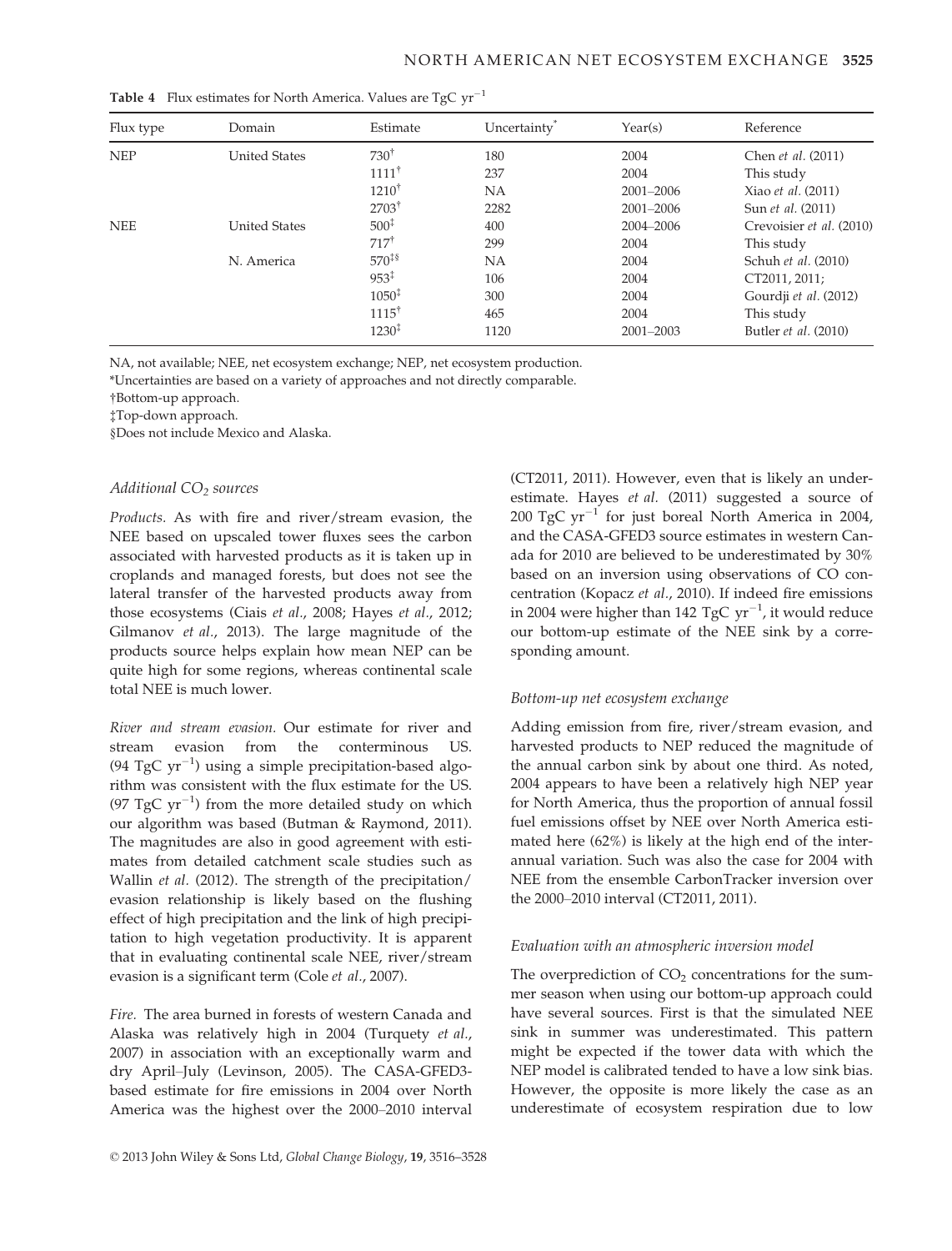**Table 4** Flux estimates for North America. Values are TgC $yr^{-1}$

| Flux type | Domain | Estimate | Uncertainty* | Year(s) | Reference |
|---|---|---|---|---|---|
| NEP | United States | 730† | 180 | 2004 | Chen *et al.* (2011) |
| | | 1111† | 237 | 2004 | This study |
| | | 1210† | NA | 2001–2006 | Xiao *et al.* (2011) |
| | | 2703† | 2282 | 2001–2006 | Sun *et al.* (2011) |
| NEE | United States | 500‡ | 400 | 2004–2006 | Crevoisier *et al.* (2010) |
| | | 717† | 299 | 2004 | This study |
| | N. America | 570‡§ | NA | 2004 | Schuh *et al.* (2010) |
| | | 953‡ | 106 | 2004 | CT2011, 2011; |
| | | 1050‡ | 300 | 2004 | Gourdji *et al.* (2012) |
| | | 1115† | 465 | 2004 | This study |
| | | 1230‡ | 1120 | 2001–2003 | Butler *et al.* (2010) |

NA, not available; NEE, net ecosystem exchange; NEP, net ecosystem production.

*Uncertainties are based on a variety of approaches and not directly comparable.

†Bottom-up approach.

‡Top-down approach.

§Does not include Mexico and Alaska.

### *Additional $CO_2$ sources*

*Products.* As with fire and river/stream evasion, the NEE based on upscaled tower fluxes sees the carbon associated with harvested products as it is taken up in croplands and managed forests, but does not see the lateral transfer of the harvested products away from those ecosystems (Ciais *et al.*, 2008; Hayes *et al.*, 2012; Gilmanov *et al.*, 2013). The large magnitude of the products source helps explain how mean NEP can be quite high for some regions, whereas continental scale total NEE is much lower.

*River and stream evasion.* Our estimate for river and stream evasion from the conterminous US. (94 TgC $yr^{-1}$) using a simple precipitation-based algorithm was consistent with the flux estimate for the US. (97 TgC $yr^{-1}$) from the more detailed study on which our algorithm was based (Butman & Raymond, 2011). The magnitudes are also in good agreement with estimates from detailed catchment scale studies such as Wallin *et al.* (2012). The strength of the precipitation/evasion relationship is likely based on the flushing effect of high precipitation and the link of high precipitation to high vegetation productivity. It is apparent that in evaluating continental scale NEE, river/stream evasion is a significant term (Cole *et al.*, 2007).

*Fire.* The area burned in forests of western Canada and Alaska was relatively high in 2004 (Turquety *et al.*, 2007) in association with an exceptionally warm and dry April–July (Levinson, 2005). The CASA-GFED3-based estimate for fire emissions in 2004 over North America was the highest over the 2000–2010 interval (CT2011, 2011). However, even that is likely an underestimate. Hayes *et al.* (2011) suggested a source of 200 TgC $yr^{-1}$ for just boreal North America in 2004, and the CASA-GFED3 source estimates in western Canada for 2010 are believed to be underestimated by 30% based on an inversion using observations of CO concentration (Kopacz *et al.*, 2010). If indeed fire emissions in 2004 were higher than 142 TgC $yr^{-1}$, it would reduce our bottom-up estimate of the NEE sink by a corresponding amount.

### *Bottom-up net ecosystem exchange*

Adding emission from fire, river/stream evasion, and harvested products to NEP reduced the magnitude of the annual carbon sink by about one third. As noted, 2004 appears to have been a relatively high NEP year for North America, thus the proportion of annual fossil fuel emissions offset by NEE over North America estimated here (62%) is likely at the high end of the interannual variation. Such was also the case for 2004 with NEE from the ensemble CarbonTracker inversion over the 2000–2010 interval (CT2011, 2011).

### *Evaluation with an atmospheric inversion model*

The overprediction of $CO_2$ concentrations for the summer season when using our bottom-up approach could have several sources. First is that the simulated NEE sink in summer was underestimated. This pattern might be expected if the tower data with which the NEP model is calibrated tended to have a low sink bias. However, the opposite is more likely the case as an underestimate of ecosystem respiration due to low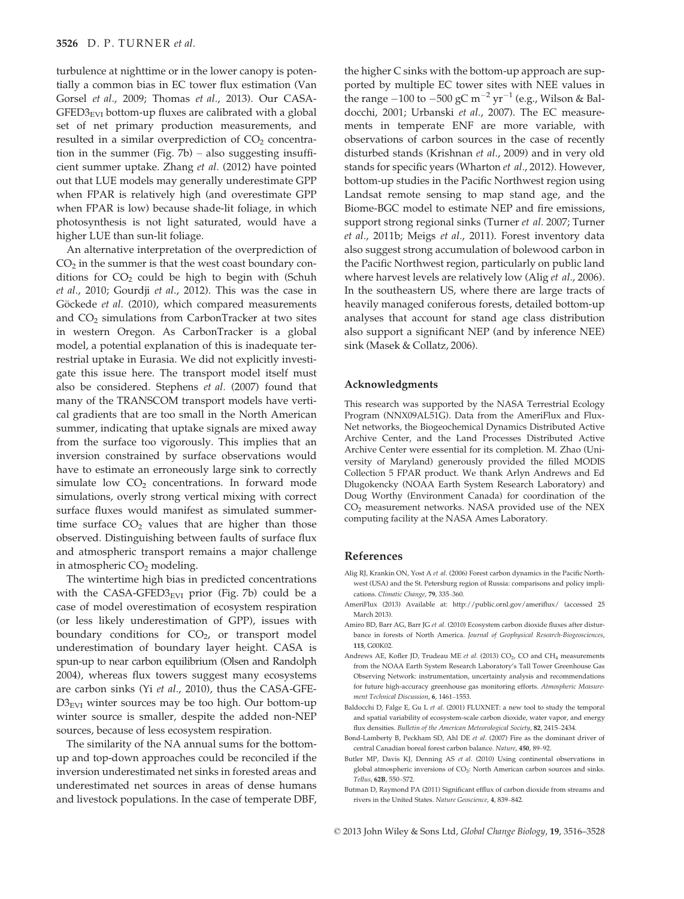turbulence at nighttime or in the lower canopy is potentially a common bias in EC tower flux estimation (Van Gorsel *et al.*, 2009; Thomas *et al.*, 2013). Our CASA-$GFED3_{EVI}$ bottom-up fluxes are calibrated with a global set of net primary production measurements, and resulted in a similar overprediction of $CO_2$ concentration in the summer (Fig. 7b) – also suggesting insufficient summer uptake. Zhang *et al.* (2012) have pointed out that LUE models may generally underestimate GPP when FPAR is relatively high (and overestimate GPP when FPAR is low) because shade-lit foliage, in which photosynthesis is not light saturated, would have a higher LUE than sun-lit foliage.

An alternative interpretation of the overprediction of $CO_2$ in the summer is that the west coast boundary conditions for $CO_2$ could be high to begin with (Schuh *et al.*, 2010; Gourdji *et al.*, 2012). This was the case in Göckede *et al.* (2010), which compared measurements and $CO_2$ simulations from CarbonTracker at two sites in western Oregon. As CarbonTracker is a global model, a potential explanation of this is inadequate terrestrial uptake in Eurasia. We did not explicitly investigate this issue here. The transport model itself must also be considered. Stephens *et al.* (2007) found that many of the TRANSCOM transport models have vertical gradients that are too small in the North American summer, indicating that uptake signals are mixed away from the surface too vigorously. This implies that an inversion constrained by surface observations would have to estimate an erroneously large sink to correctly simulate low $CO_2$ concentrations. In forward mode simulations, overly strong vertical mixing with correct surface fluxes would manifest as simulated summertime surface $CO_2$ values that are higher than those observed. Distinguishing between faults of surface flux and atmospheric transport remains a major challenge in atmospheric $CO_2$ modeling.

The wintertime high bias in predicted concentrations with the CASA-$GFED3_{EVI}$ prior (Fig. 7b) could be a case of model overestimation of ecosystem respiration (or less likely underestimation of GPP), issues with boundary conditions for $CO_2$, or transport model underestimation of boundary layer height. CASA is spun-up to near carbon equilibrium (Olsen and Randolph 2004), whereas flux towers suggest many ecosystems are carbon sinks (Yi *et al.*, 2010), thus the CASA-GFE-$D3_{EVI}$ winter sources may be too high. Our bottom-up winter source is smaller, despite the added non-NEP sources, because of less ecosystem respiration.

The similarity of the NA annual sums for the bottom-up and top-down approaches could be reconciled if the inversion underestimated net sinks in forested areas and underestimated net sources in areas of dense humans and livestock populations. In the case of temperate DBF, the higher C sinks with the bottom-up approach are supported by multiple EC tower sites with NEE values in the range $-100$ to $-500$ gC $m^{-2}$ $yr^{-1}$ (e.g., Wilson & Baldocchi, 2001; Urbanski *et al.*, 2007). The EC measurements in temperate ENF are more variable, with observations of carbon sources in the case of recently disturbed stands (Krishnan *et al.*, 2009) and in very old stands for specific years (Wharton *et al.*, 2012). However, bottom-up studies in the Pacific Northwest region using Landsat remote sensing to map stand age, and the Biome-BGC model to estimate NEP and fire emissions, support strong regional sinks (Turner *et al.* 2007; Turner *et al.*, 2011b; Meigs *et al.*, 2011). Forest inventory data also suggest strong accumulation of bolewood carbon in the Pacific Northwest region, particularly on public land where harvest levels are relatively low (Alig *et al.*, 2006). In the southeastern US, where there are large tracts of heavily managed coniferous forests, detailed bottom-up analyses that account for stand age class distribution also support a significant NEP (and by inference NEE) sink (Masek & Collatz, 2006).

## Acknowledgments

This research was supported by the NASA Terrestrial Ecology Program (NNX09AL51G). Data from the AmeriFlux and FluxNet networks, the Biogeochemical Dynamics Distributed Active Archive Center, and the Land Processes Distributed Active Archive Center were essential for its completion. M. Zhao (University of Maryland) generously provided the filled MODIS Collection 5 FPAR product. We thank Arlyn Andrews and Ed Dlugokencky (NOAA Earth System Research Laboratory) and Doug Worthy (Environment Canada) for coordination of the $CO_2$ measurement networks. NASA provided use of the NEX computing facility at the NASA Ames Laboratory.

## References

Alig RJ, Krankin ON, Yost A *et al.* (2006) Forest carbon dynamics in the Pacific Northwest (USA) and the St. Petersburg region of Russia: comparisons and policy implications. *Climatic Change*, **79**, 335–360.

AmeriFlux (2013) Available at: http://public.ornl.gov/ameriflux/ (accessed 25 March 2013).

Amiro BD, Barr AG, Barr JG *et al.* (2010) Ecosystem carbon dioxide fluxes after disturbance in forests of North America. *Journal of Geophysical Research-Biogeosciences*, **115**, G00K02.

Andrews AE, Kofler JD, Trudeau ME *et al.* (2013) $CO_2$, CO and $CH_4$ measurements from the NOAA Earth System Research Laboratory's Tall Tower Greenhouse Gas Observing Network: instrumentation, uncertainty analysis and recommendations for future high-accuracy greenhouse gas monitoring efforts. *Atmospheric Measurement Technical Discussion*, **6**, 1461–1553.

Baldocchi D, Falge E, Gu L *et al.* (2001) FLUXNET: a new tool to study the temporal and spatial variability of ecosystem-scale carbon dioxide, water vapor, and energy flux densities. *Bulletin of the American Meteorological Society*, **82**, 2415–2434.

Bond-Lamberty B, Peckham SD, Ahl DE *et al.* (2007) Fire as the dominant driver of central Canadian boreal forest carbon balance. *Nature*, **450**, 89–92.

Butler MP, Davis KJ, Denning AS *et al.* (2010) Using continental observations in global atmospheric inversions of $CO_2$: North American carbon sources and sinks. *Tellus*, **62B**, 550–572.

Butman D, Raymond PA (2011) Significant efflux of carbon dioxide from streams and rivers in the United States. *Nature Geoscience*, **4**, 839–842.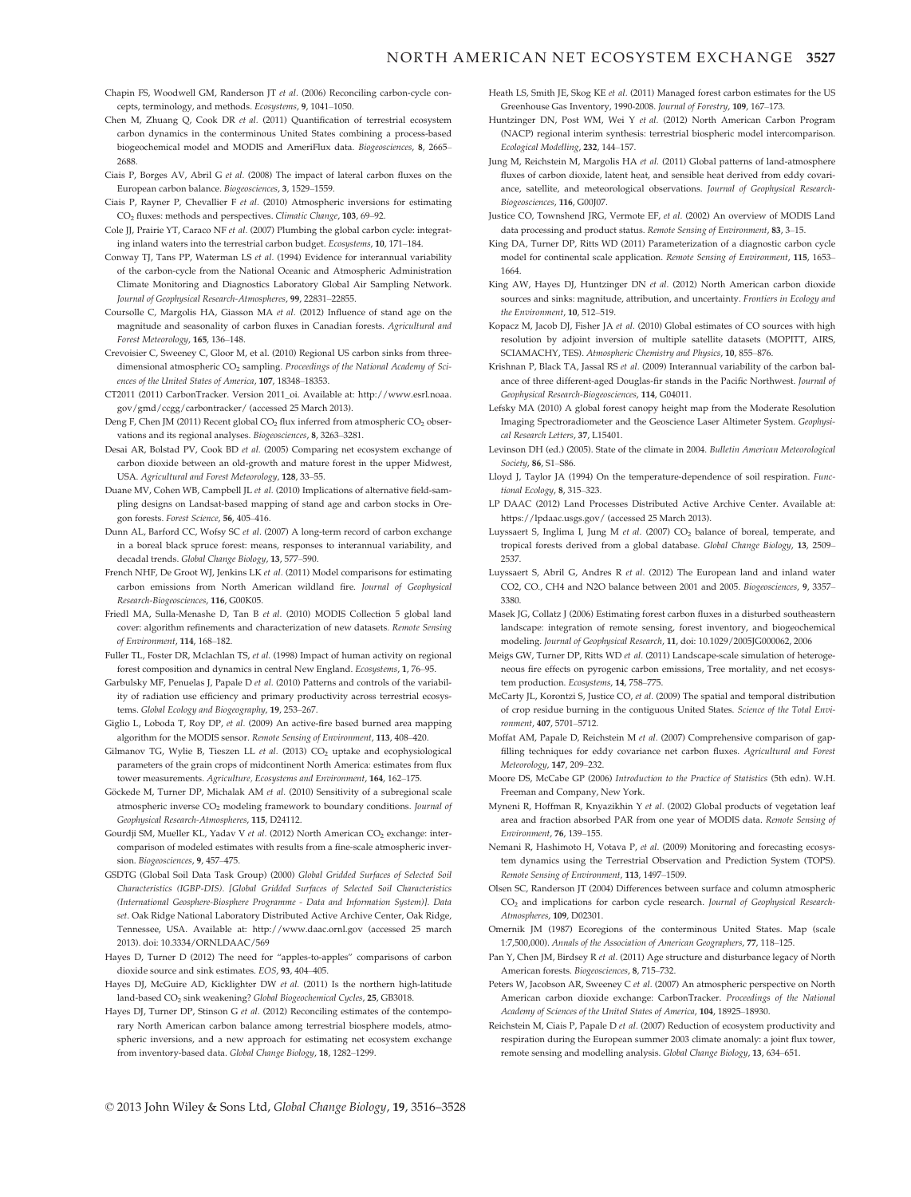Chapin FS, Woodwell GM, Randerson JT *et al.* (2006) Reconciling carbon-cycle concepts, terminology, and methods. *Ecosystems*, **9**, 1041–1050.

Chen M, Zhuang Q, Cook DR *et al.* (2011) Quantification of terrestrial ecosystem carbon dynamics in the conterminous United States combining a process-based biogeochemical model and MODIS and AmeriFlux data. *Biogeosciences*, **8**, 2665–2688.

Ciais P, Borges AV, Abril G *et al.* (2008) The impact of lateral carbon fluxes on the European carbon balance. *Biogeosciences*, **3**, 1529–1559.

Ciais P, Rayner P, Chevallier F *et al.* (2010) Atmospheric inversions for estimating $CO_2$ fluxes: methods and perspectives. *Climatic Change*, **103**, 69–92.

Cole JJ, Prairie YT, Caraco NF *et al.* (2007) Plumbing the global carbon cycle: integrating inland waters into the terrestrial carbon budget. *Ecosystems*, **10**, 171–184.

Conway TJ, Tans PP, Waterman LS *et al.* (1994) Evidence for interannual variability of the carbon-cycle from the National Oceanic and Atmospheric Administration Climate Monitoring and Diagnostics Laboratory Global Air Sampling Network. *Journal of Geophysical Research-Atmospheres*, **99**, 22831–22855.

Coursolle C, Margolis HA, Giasson MA *et al.* (2012) Influence of stand age on the magnitude and seasonality of carbon fluxes in Canadian forests. *Agricultural and Forest Meteorology*, **165**, 136–148.

Crevoisier C, Sweeney C, Gloor M, et al. (2010) Regional US carbon sinks from three-dimensional atmospheric $CO_2$ sampling. *Proceedings of the National Academy of Sciences of the United States of America*, **107**, 18348–18353.

CT2011 (2011) CarbonTracker. Version 2011_oi. Available at: http://www.esrl.noaa.gov/gmd/ccgg/carbontracker/ (accessed 25 March 2013).

Deng F, Chen JM (2011) Recent global $CO_2$ flux inferred from atmospheric $CO_2$ observations and its regional analyses. *Biogeosciences*, **8**, 3263–3281.

Desai AR, Bolstad PV, Cook BD *et al.* (2005) Comparing net ecosystem exchange of carbon dioxide between an old-growth and mature forest in the upper Midwest, USA. *Agricultural and Forest Meteorology*, **128**, 33–55.

Duane MV, Cohen WB, Campbell JL *et al.* (2010) Implications of alternative field-sampling designs on Landsat-based mapping of stand age and carbon stocks in Oregon forests. *Forest Science*, **56**, 405–416.

Dunn AL, Barford CC, Wofsy SC *et al.* (2007) A long-term record of carbon exchange in a boreal black spruce forest: means, responses to interannual variability, and decadal trends. *Global Change Biology*, **13**, 577–590.

French NHF, De Groot WJ, Jenkins LK *et al.* (2011) Model comparisons for estimating carbon emissions from North American wildland fire. *Journal of Geophysical Research-Biogeosciences*, **116**, G00K05.

Friedl MA, Sulla-Menashe D, Tan B *et al.* (2010) MODIS Collection 5 global land cover: algorithm refinements and characterization of new datasets. *Remote Sensing of Environment*, **114**, 168–182.

Fuller TL, Foster DR, Mclachlan TS, *et al.* (1998) Impact of human activity on regional forest composition and dynamics in central New England. *Ecosystems*, **1**, 76–95.

Garbulsky MF, Penuelas J, Papale D *et al.* (2010) Patterns and controls of the variability of radiation use efficiency and primary productivity across terrestrial ecosystems. *Global Ecology and Biogeography*, **19**, 253–267.

Giglio L, Loboda T, Roy DP, *et al.* (2009) An active-fire based burned area mapping algorithm for the MODIS sensor. *Remote Sensing of Environment*, **113**, 408–420.

Gilmanov TG, Wylie B, Tieszen LL *et al.* (2013) $CO_2$ uptake and ecophysiological parameters of the grain crops of midcontinent North America: estimates from flux tower measurements. *Agriculture, Ecosystems and Environment*, **164**, 162–175.

Göckede M, Turner DP, Michalak AM *et al.* (2010) Sensitivity of a subregional scale atmospheric inverse $CO_2$ modeling framework to boundary conditions. *Journal of Geophysical Research-Atmospheres*, **115**, D24112.

Gourdji SM, Mueller KL, Yadav V *et al.* (2012) North American $CO_2$ exchange: intercomparison of modeled estimates with results from a fine-scale atmospheric inversion. *Biogeosciences*, **9**, 457–475.

GSDTG (Global Soil Data Task Group) (2000) *Global Gridded Surfaces of Selected Soil Characteristics (IGBP-DIS). [Global Gridded Surfaces of Selected Soil Characteristics (International Geosphere-Biosphere Programme - Data and Information System)]. Data set*. Oak Ridge National Laboratory Distributed Active Archive Center, Oak Ridge, Tennessee, USA. Available at: http://www.daac.ornl.gov (accessed 25 march 2013). doi: 10.3334/ORNLDAAC/569

Hayes D, Turner D (2012) The need for "apples-to-apples" comparisons of carbon dioxide source and sink estimates. *EOS*, **93**, 404–405.

Hayes DJ, McGuire AD, Kicklighter DW *et al.* (2011) Is the northern high-latitude land-based $CO_2$ sink weakening? *Global Biogeochemical Cycles*, **25**, GB3018.

Hayes DJ, Turner DP, Stinson G *et al.* (2012) Reconciling estimates of the contemporary North American carbon balance among terrestrial biosphere models, atmospheric inversions, and a new approach for estimating net ecosystem exchange from inventory-based data. *Global Change Biology*, **18**, 1282–1299.

Heath LS, Smith JE, Skog KE *et al.* (2011) Managed forest carbon estimates for the US Greenhouse Gas Inventory, 1990-2008. *Journal of Forestry*, **109**, 167–173.

Huntzinger DN, Post WM, Wei Y *et al.* (2012) North American Carbon Program (NACP) regional interim synthesis: terrestrial biospheric model intercomparison. *Ecological Modelling*, **232**, 144–157.

Jung M, Reichstein M, Margolis HA *et al.* (2011) Global patterns of land-atmosphere fluxes of carbon dioxide, latent heat, and sensible heat derived from eddy covariance, satellite, and meteorological observations. *Journal of Geophysical Research-Biogeosciences*, **116**, G00J07.

Justice CO, Townshend JRG, Vermote EF, *et al.* (2002) An overview of MODIS Land data processing and product status. *Remote Sensing of Environment*, **83**, 3–15.

King DA, Turner DP, Ritts WD (2011) Parameterization of a diagnostic carbon cycle model for continental scale application. *Remote Sensing of Environment*, **115**, 1653–1664.

King AW, Hayes DJ, Huntzinger DN *et al.* (2012) North American carbon dioxide sources and sinks: magnitude, attribution, and uncertainty. *Frontiers in Ecology and the Environment*, **10**, 512–519.

Kopacz M, Jacob DJ, Fisher JA *et al.* (2010) Global estimates of CO sources with high resolution by adjoint inversion of multiple satellite datasets (MOPITT, AIRS, SCIAMACHY, TES). *Atmospheric Chemistry and Physics*, **10**, 855–876.

Krishnan P, Black TA, Jassal RS *et al.* (2009) Interannual variability of the carbon balance of three different-aged Douglas-fir stands in the Pacific Northwest. *Journal of Geophysical Research-Biogeosciences*, **114**, G04011.

Lefsky MA (2010) A global forest canopy height map from the Moderate Resolution Imaging Spectroradiometer and the Geoscience Laser Altimeter System. *Geophysical Research Letters*, **37**, L15401.

Levinson DH (ed.) (2005). State of the climate in 2004. *Bulletin American Meteorological Society*, **86**, S1–S86.

Lloyd J, Taylor JA (1994) On the temperature-dependence of soil respiration. *Functional Ecology*, **8**, 315–323.

LP DAAC (2012) Land Processes Distributed Active Archive Center. Available at: https://lpdaac.usgs.gov/ (accessed 25 March 2013).

Luyssaert S, Inglima I, Jung M *et al.* (2007) $CO_2$ balance of boreal, temperate, and tropical forests derived from a global database. *Global Change Biology*, **13**, 2509–2537.

Luyssaert S, Abril G, Andres R *et al.* (2012) The European land and inland water CO2, CO., CH4 and N2O balance between 2001 and 2005. *Biogeosciences*, **9**, 3357–3380.

Masek JG, Collatz J (2006) Estimating forest carbon fluxes in a disturbed southeastern landscape: integration of remote sensing, forest inventory, and biogeochemical modeling. *Journal of Geophysical Research*, **11**, doi: 10.1029/2005JG000062, 2006

Meigs GW, Turner DP, Ritts WD *et al.* (2011) Landscape-scale simulation of heterogeneous fire effects on pyrogenic carbon emissions, Tree mortality, and net ecosystem production. *Ecosystems*, **14**, 758–775.

McCarty JL, Korontzi S, Justice CO, *et al.* (2009) The spatial and temporal distribution of crop residue burning in the contiguous United States. *Science of the Total Environment*, **407**, 5701–5712.

Moffat AM, Papale D, Reichstein M *et al.* (2007) Comprehensive comparison of gap-filling techniques for eddy covariance net carbon fluxes. *Agricultural and Forest Meteorology*, **147**, 209–232.

Moore DS, McCabe GP (2006) *Introduction to the Practice of Statistics* (5th edn). W.H. Freeman and Company, New York.

Myneni R, Hoffman R, Knyazikhin Y *et al.* (2002) Global products of vegetation leaf area and fraction absorbed PAR from one year of MODIS data. *Remote Sensing of Environment*, **76**, 139–155.

Nemani R, Hashimoto H, Votava P, *et al.* (2009) Monitoring and forecasting ecosystem dynamics using the Terrestrial Observation and Prediction System (TOPS). *Remote Sensing of Environment*, **113**, 1497–1509.

Olsen SC, Randerson JT (2004) Differences between surface and column atmospheric $CO_2$ and implications for carbon cycle research. *Journal of Geophysical Research-Atmospheres*, **109**, D02301.

Omernik JM (1987) Ecoregions of the conterminous United States. Map (scale 1:7,500,000). *Annals of the Association of American Geographers*, **77**, 118–125.

Pan Y, Chen JM, Birdsey R *et al.* (2011) Age structure and disturbance legacy of North American forests. *Biogeosciences*, **8**, 715–732.

Peters W, Jacobson AR, Sweeney C *et al.* (2007) An atmospheric perspective on North American carbon dioxide exchange: CarbonTracker. *Proceedings of the National Academy of Sciences of the United States of America*, **104**, 18925–18930.

Reichstein M, Ciais P, Papale D *et al.* (2007) Reduction of ecosystem productivity and respiration during the European summer 2003 climate anomaly: a joint flux tower, remote sensing and modelling analysis. *Global Change Biology*, **13**, 634–651.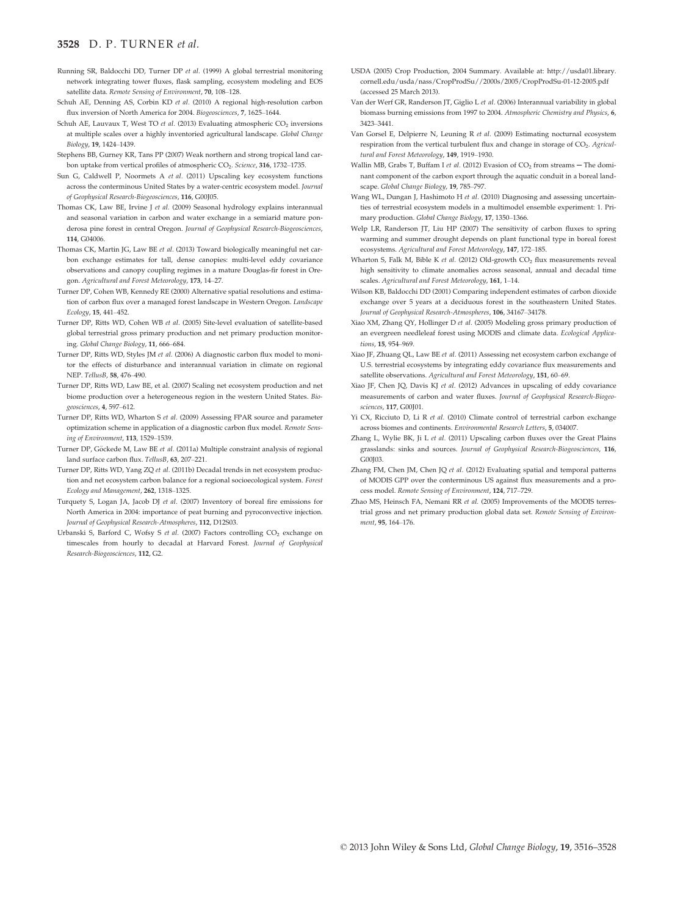Running SR, Baldocchi DD, Turner DP *et al.* (1999) A global terrestrial monitoring network integrating tower fluxes, flask sampling, ecosystem modeling and EOS satellite data. *Remote Sensing of Environment*, **70**, 108–128.

Schuh AE, Denning AS, Corbin KD *et al.* (2010) A regional high-resolution carbon flux inversion of North America for 2004. *Biogeosciences*, **7**, 1625–1644.

Schuh AE, Lauvaux T, West TO *et al.* (2013) Evaluating atmospheric $CO_2$ inversions at multiple scales over a highly inventoried agricultural landscape. *Global Change Biology*, **19**, 1424–1439.

Stephens BB, Gurney KR, Tans PP (2007) Weak northern and strong tropical land carbon uptake from vertical profiles of atmospheric $CO_2$. *Science*, **316**, 1732–1735.

Sun G, Caldwell P, Noormets A *et al.* (2011) Upscaling key ecosystem functions across the conterminous United States by a water-centric ecosystem model. *Journal of Geophysical Research-Biogeosciences*, **116**, G00J05.

Thomas CK, Law BE, Irvine J *et al.* (2009) Seasonal hydrology explains interannual and seasonal variation in carbon and water exchange in a semiarid mature ponderosa pine forest in central Oregon. *Journal of Geophysical Research-Biogeosciences*, **114**, G04006.

Thomas CK, Martin JG, Law BE *et al.* (2013) Toward biologically meaningful net carbon exchange estimates for tall, dense canopies: multi-level eddy covariance observations and canopy coupling regimes in a mature Douglas-fir forest in Oregon. *Agricultural and Forest Meteorology*, **173**, 14–27.

Turner DP, Cohen WB, Kennedy RE (2000) Alternative spatial resolutions and estimation of carbon flux over a managed forest landscape in Western Oregon. *Landscape Ecology*, **15**, 441–452.

Turner DP, Ritts WD, Cohen WB *et al.* (2005) Site-level evaluation of satellite-based global terrestrial gross primary production and net primary production monitoring. *Global Change Biology*, **11**, 666–684.

Turner DP, Ritts WD, Styles JM *et al.* (2006) A diagnostic carbon flux model to monitor the effects of disturbance and interannual variation in climate on regional NEP. *TellusB*, **58**, 476–490.

Turner DP, Ritts WD, Law BE, et al. (2007) Scaling net ecosystem production and net biome production over a heterogeneous region in the western United States. *Biogeosciences*, **4**, 597–612.

Turner DP, Ritts WD, Wharton S *et al.* (2009) Assessing FPAR source and parameter optimization scheme in application of a diagnostic carbon flux model. *Remote Sensing of Environment*, **113**, 1529–1539.

Turner DP, Göckede M, Law BE *et al.* (2011a) Multiple constraint analysis of regional land surface carbon flux. *TellusB*, **63**, 207–221.

Turner DP, Ritts WD, Yang ZQ *et al.* (2011b) Decadal trends in net ecosystem production and net ecosystem carbon balance for a regional socioecological system. *Forest Ecology and Management*, **262**, 1318–1325.

Turquety S, Logan JA, Jacob DJ *et al.* (2007) Inventory of boreal fire emissions for North America in 2004: importance of peat burning and pyroconvective injection. *Journal of Geophysical Research-Atmospheres*, **112**, D12S03.

Urbanski S, Barford C, Wofsy S *et al.* (2007) Factors controlling $CO_2$ exchange on timescales from hourly to decadal at Harvard Forest. *Journal of Geophysical Research-Biogeosciences*, **112**, G2.

USDA (2005) Crop Production, 2004 Summary. Available at: http://usda01.library.cornell.edu/usda/nass/CropProdSu//2000s/2005/CropProdSu-01-12-2005.pdf (accessed 25 March 2013).

Van der Werf GR, Randerson JT, Giglio L *et al.* (2006) Interannual variability in global biomass burning emissions from 1997 to 2004. *Atmospheric Chemistry and Physics*, **6**, 3423–3441.

Van Gorsel E, Delpierre N, Leuning R *et al.* (2009) Estimating nocturnal ecosystem respiration from the vertical turbulent flux and change in storage of $CO_2$. *Agricultural and Forest Meteorology*, **149**, 1919–1930.

Wallin MB, Grabs T, Buffam I *et al.* (2012) Evasion of $CO_2$ from streams — The dominant component of the carbon export through the aquatic conduit in a boreal landscape. *Global Change Biology*, **19**, 785–797.

Wang WL, Dungan J, Hashimoto H *et al.* (2010) Diagnosing and assessing uncertainties of terrestrial ecosystem models in a multimodel ensemble experiment: 1. Primary production. *Global Change Biology*, **17**, 1350–1366.

Welp LR, Randerson JT, Liu HP (2007) The sensitivity of carbon fluxes to spring warming and summer drought depends on plant functional type in boreal forest ecosystems. *Agricultural and Forest Meteorology*, **147**, 172–185.

Wharton S, Falk M, Bible K *et al.* (2012) Old-growth $CO_2$ flux measurements reveal high sensitivity to climate anomalies across seasonal, annual and decadal time scales. *Agricultural and Forest Meteorology*, **161**, 1–14.

Wilson KB, Baldocchi DD (2001) Comparing independent estimates of carbon dioxide exchange over 5 years at a deciduous forest in the southeastern United States. *Journal of Geophysical Research-Atmospheres*, **106**, 34167–34178.

Xiao XM, Zhang QY, Hollinger D *et al.* (2005) Modeling gross primary production of an evergreen needleleaf forest using MODIS and climate data. *Ecological Applications*, **15**, 954–969.

Xiao JF, Zhuang QL, Law BE *et al.* (2011) Assessing net ecosystem carbon exchange of U.S. terrestrial ecosystems by integrating eddy covariance flux measurements and satellite observations. *Agricultural and Forest Meteorology*, **151**, 60–69.

Xiao JF, Chen JQ, Davis KJ *et al.* (2012) Advances in upscaling of eddy covariance measurements of carbon and water fluxes. *Journal of Geophysical Research-Biogeosciences*, **117**, G00J01.

Yi CX, Ricciuto D, Li R *et al.* (2010) Climate control of terrestrial carbon exchange across biomes and continents. *Environmental Research Letters*, **5**, 034007.

Zhang L, Wylie BK, Ji L *et al.* (2011) Upscaling carbon fluxes over the Great Plains grasslands: sinks and sources. *Journal of Geophysical Research-Biogeosciences*, **116**, G00J03.

Zhang FM, Chen JM, Chen JQ *et al.* (2012) Evaluating spatial and temporal patterns of MODIS GPP over the conterminous US against flux measurements and a process model. *Remote Sensing of Environment*, **124**, 717–729.

Zhao MS, Heinsch FA, Nemani RR *et al.* (2005) Improvements of the MODIS terrestrial gross and net primary production global data set. *Remote Sensing of Environment*, **95**, 164–176.